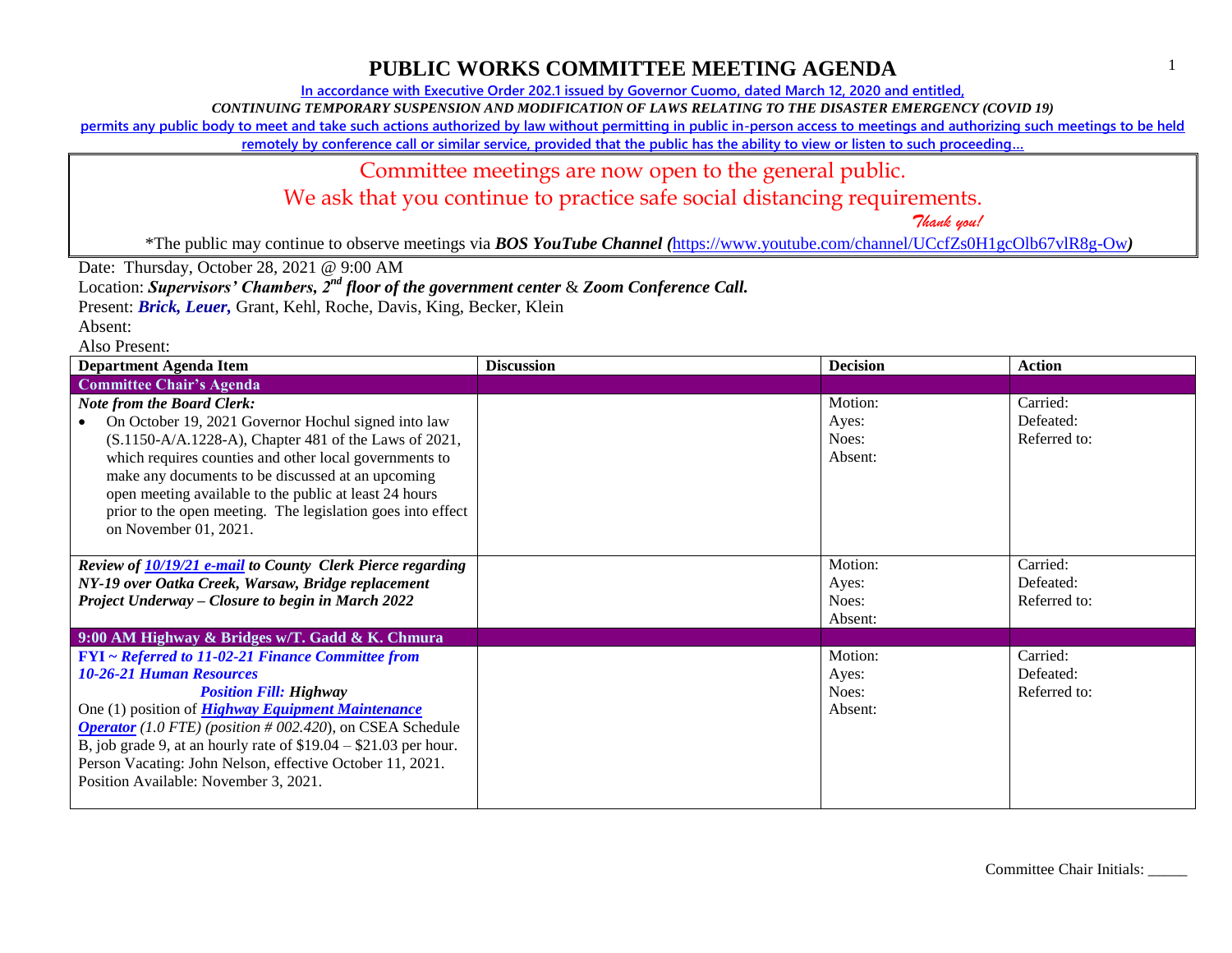# PUBLIC WORKS COMMITTEE MEETING AGENDA

In accordance with Executive Order 202.1 issued by Governor Cuomo, dated March 12, 2020 and entitled,

*CONTINUING TEMPORARY SUSPENSION AND MODIFICATION OF LAWS RELATING TO THE DISASTER EMERGENCY (COVID 19)*

permits any public body to meet and take such actions authorized by law without permitting in public in-person access to meetings and authorizing such meetings to be held remotely by conference call or similar service, provided that the public has the ability to view or listen to such proceeding…

Committee meetings are now open to the general public.
We ask that you continue to practice safe social distancing requirements.
*Thank you!*

*The public may continue to observe meetings via ***BOS YouTube Channel*** *(*https://www.youtube.com/channel/UCcfZs0H1gcOlb67vlR8g-Ow*)*

Date: Thursday, October 28, 2021 @ 9:00 AM

Location: ***Supervisors' Chambers, 2nd floor of the government center*** & ***Zoom Conference Call.***

Present: ***Brick, Leuer,*** Grant, Kehl, Roche, Davis, King, Becker, Klein

Absent:

Also Present:

| Department Agenda Item | Discussion | Decision | Action |
|---|---|---|---|
| **Committee Chair's Agenda** | | | |
| ***Note from the Board Clerk:*** <br>• On October 19, 2021 Governor Hochul signed into law (S.1150-A/A.1228-A), Chapter 481 of the Laws of 2021, which requires counties and other local governments to make any documents to be discussed at an upcoming open meeting available to the public at least 24 hours prior to the open meeting. The legislation goes into effect on November 01, 2021. | | Motion:<br>Ayes:<br>Noes:<br>Absent: | Carried:<br>Defeated:<br>Referred to: |
| ***Review of 10/19/21 e-mail to County Clerk Pierce regarding NY-19 over Oatka Creek, Warsaw, Bridge replacement Project Underway – Closure to begin in March 2022*** | | Motion:<br>Ayes:<br>Noes:<br>Absent: | Carried:<br>Defeated:<br>Referred to: |
| **9:00 AM Highway & Bridges w/T. Gadd & K. Chmura** | | | |
| ***FYI ~ Referred to 11-02-21 Finance Committee from 10-26-21 Human Resources*** <br>***Position Fill: Highway*** <br>One (1) position of ***Highway Equipment Maintenance Operator*** *(1.0 FTE) (position # 002.420)*, on CSEA Schedule B, job grade 9, at an hourly rate of $19.04 – $21.03 per hour. Person Vacating: John Nelson, effective October 11, 2021. Position Available: November 3, 2021. | | Motion:<br>Ayes:<br>Noes:<br>Absent: | Carried:<br>Defeated:<br>Referred to: |

Committee Chair Initials: _____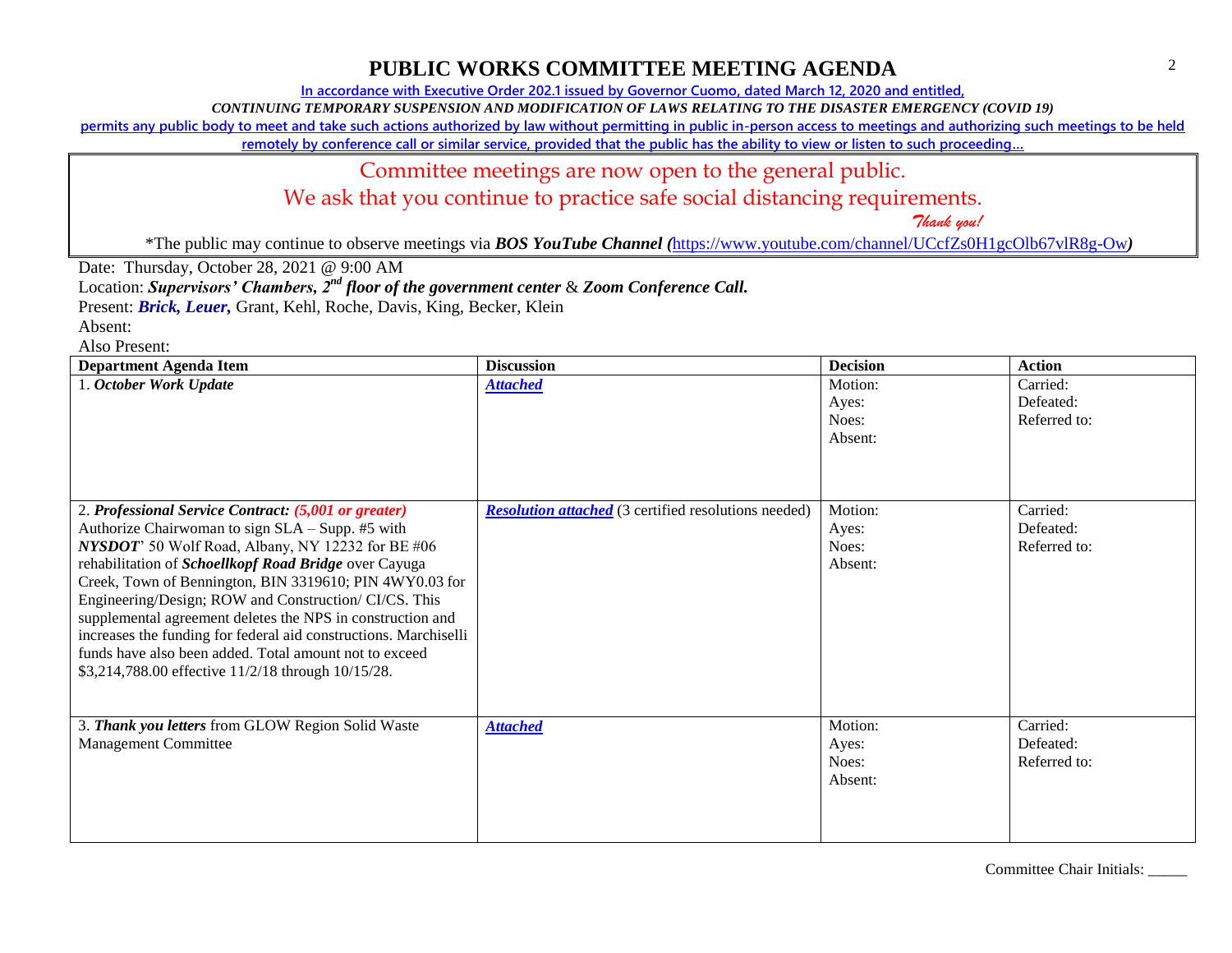# PUBLIC WORKS COMMITTEE MEETING AGENDA

In accordance with Executive Order 202.1 issued by Governor Cuomo, dated March 12, 2020 and entitled,

*CONTINUING TEMPORARY SUSPENSION AND MODIFICATION OF LAWS RELATING TO THE DISASTER EMERGENCY (COVID 19)*

permits any public body to meet and take such actions authorized by law without permitting in public in-person access to meetings and authorizing such meetings to be held remotely by conference call or similar service, provided that the public has the ability to view or listen to such proceeding…

Committee meetings are now open to the general public.

We ask that you continue to practice safe social distancing requirements.

*Thank you!*

*The public may continue to observe meetings via ***BOS YouTube Channel*** (https://www.youtube.com/channel/UCcfZs0H1gcOlb67vlR8g-Ow)

Date: Thursday, October 28, 2021 @ 9:00 AM

Location: ***Supervisors' Chambers, 2nd floor of the government center*** & ***Zoom Conference Call.***

Present: ***Brick, Leuer,*** Grant, Kehl, Roche, Davis, King, Becker, Klein

Absent:

Also Present:

| Department Agenda Item | Discussion | Decision | Action |
|---|---|---|---|
| 1. ***October Work Update*** | ***Attached*** | Motion:<br>Ayes:<br>Noes:<br>Absent: | Carried:<br>Defeated:<br>Referred to: |
| 2. ***Professional Service Contract: (5,001 or greater)*** Authorize Chairwoman to sign SLA – Supp. #5 with ***NYSDOT***' 50 Wolf Road, Albany, NY 12232 for BE #06 rehabilitation of ***Schoellkopf Road Bridge*** over Cayuga Creek, Town of Bennington, BIN 3319610; PIN 4WY0.03 for Engineering/Design; ROW and Construction/ CI/CS. This supplemental agreement deletes the NPS in construction and increases the funding for federal aid constructions. Marchiselli funds have also been added. Total amount not to exceed $3,214,788.00 effective 11/2/18 through 10/15/28. | ***Resolution attached*** (3 certified resolutions needed) | Motion:<br>Ayes:<br>Noes:<br>Absent: | Carried:<br>Defeated:<br>Referred to: |
| 3. ***Thank you letters*** from GLOW Region Solid Waste Management Committee | ***Attached*** | Motion:<br>Ayes:<br>Noes:<br>Absent: | Carried:<br>Defeated:<br>Referred to: |

Committee Chair Initials: _____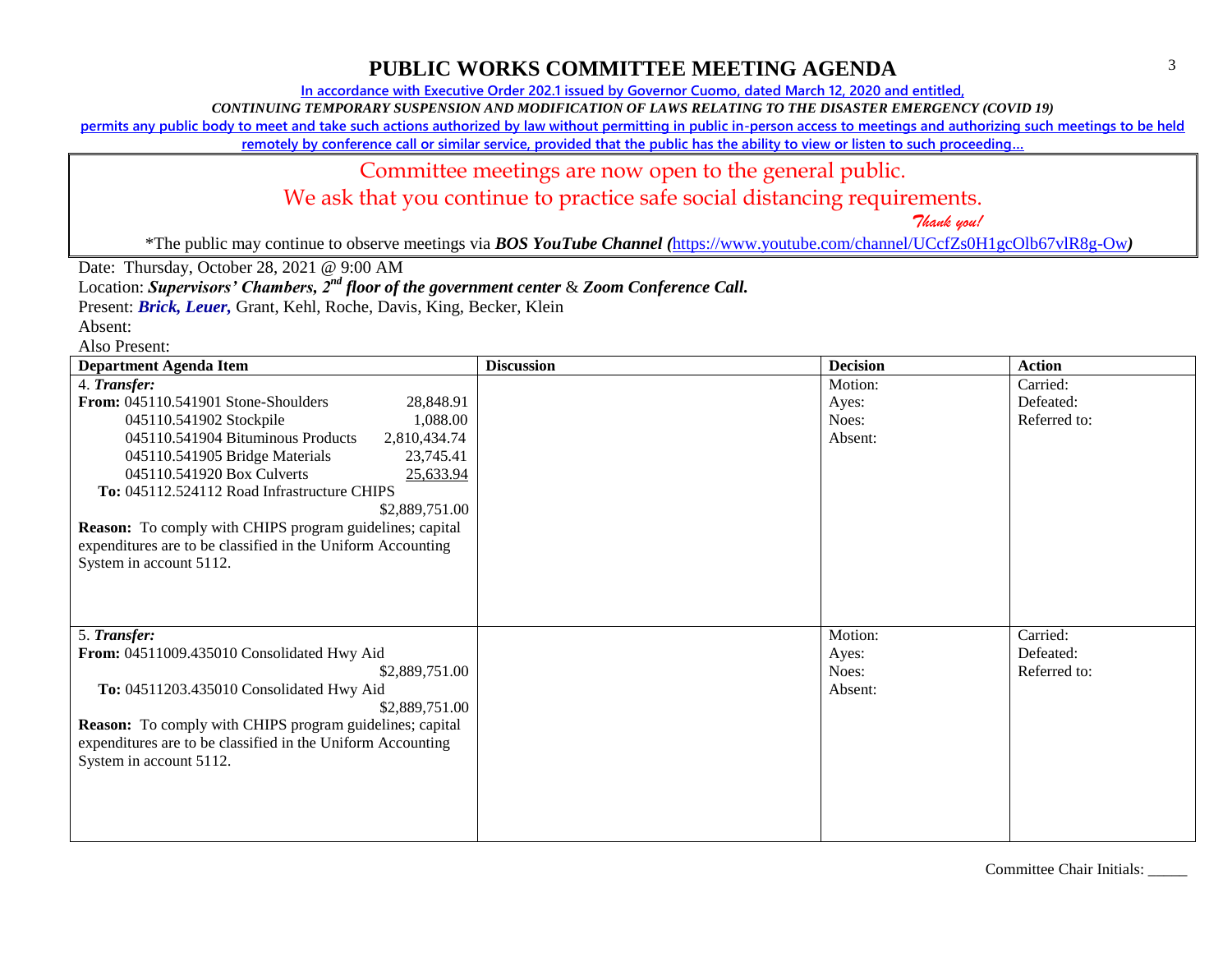# PUBLIC WORKS COMMITTEE MEETING AGENDA

In accordance with Executive Order 202.1 issued by Governor Cuomo, dated March 12, 2020 and entitled,

*CONTINUING TEMPORARY SUSPENSION AND MODIFICATION OF LAWS RELATING TO THE DISASTER EMERGENCY (COVID 19)*

permits any public body to meet and take such actions authorized by law without permitting in public in-person access to meetings and authorizing such meetings to be held remotely by conference call or similar service, provided that the public has the ability to view or listen to such proceeding…

Committee meetings are now open to the general public.

We ask that you continue to practice safe social distancing requirements.

*Thank you!*

*The public may continue to observe meetings via ***BOS YouTube Channel (***https://www.youtube.com/channel/UCcfZs0H1gcOlb67vlR8g-Ow***)***

Date: Thursday, October 28, 2021 @ 9:00 AM

Location: ***Supervisors' Chambers, 2nd floor of the government center*** & ***Zoom Conference Call.***

Present: ***Brick, Leuer,*** Grant, Kehl, Roche, Davis, King, Becker, Klein

Absent:

Also Present:

| Department Agenda Item | Discussion | Decision | Action |
|---|---|---|---|
| 4. ***Transfer:***<br>**From:** 045110.541901 Stone-Shoulders 28,848.91<br>045110.541902 Stockpile 1,088.00<br>045110.541904 Bituminous Products 2,810,434.74<br>045110.541905 Bridge Materials 23,745.41<br>045110.541920 Box Culverts 25,633.94<br>**To:** 045112.524112 Road Infrastructure CHIPS $2,889,751.00<br>**Reason:** To comply with CHIPS program guidelines; capital expenditures are to be classified in the Uniform Accounting System in account 5112. | | Motion:<br>Ayes:<br>Noes:<br>Absent: | Carried:<br>Defeated:<br>Referred to: |
| 5. ***Transfer:***<br>**From:** 04511009.435010 Consolidated Hwy Aid $2,889,751.00<br>**To:** 04511203.435010 Consolidated Hwy Aid $2,889,751.00<br>**Reason:** To comply with CHIPS program guidelines; capital expenditures are to be classified in the Uniform Accounting System in account 5112. | | Motion:<br>Ayes:<br>Noes:<br>Absent: | Carried:<br>Defeated:<br>Referred to: |

Committee Chair Initials: _____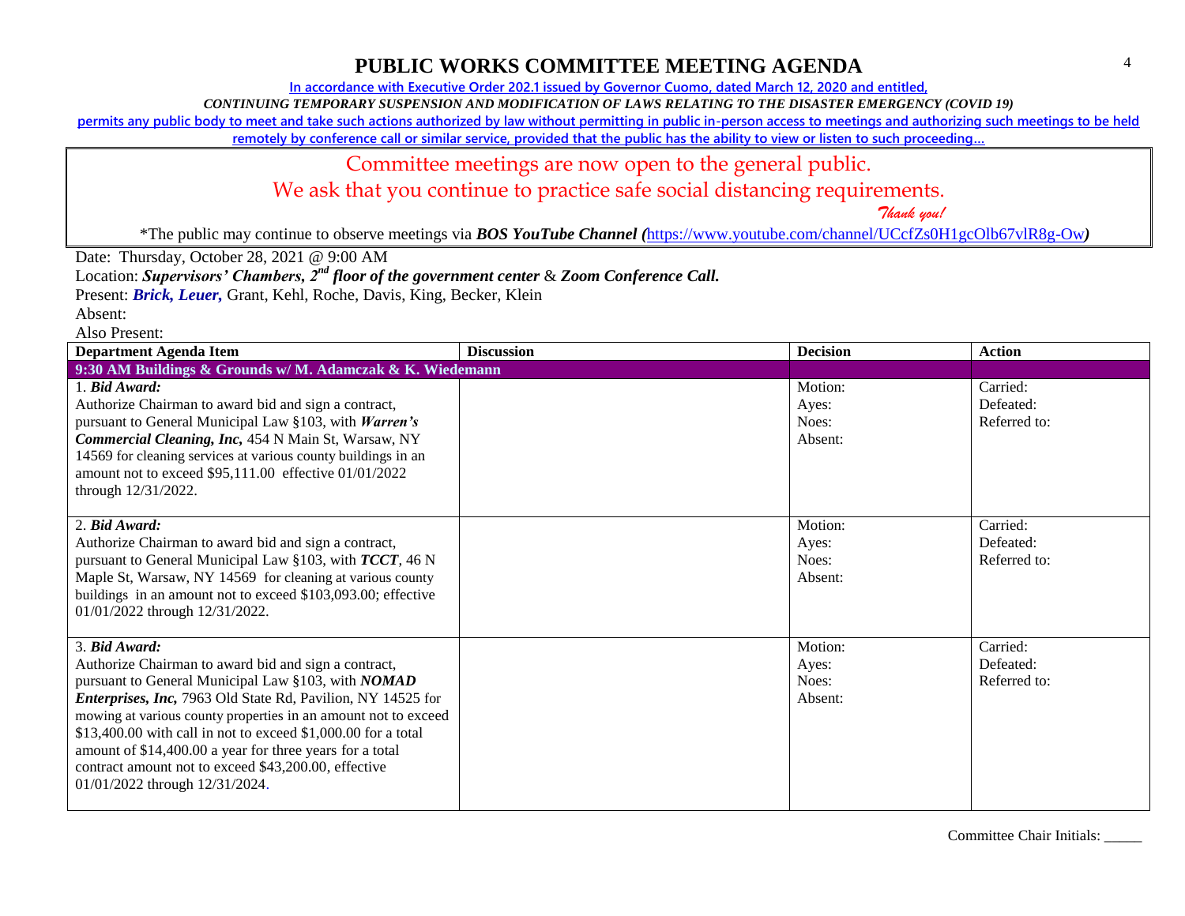# PUBLIC WORKS COMMITTEE MEETING AGENDA

In accordance with Executive Order 202.1 issued by Governor Cuomo, dated March 12, 2020 and entitled,

*CONTINUING TEMPORARY SUSPENSION AND MODIFICATION OF LAWS RELATING TO THE DISASTER EMERGENCY (COVID 19)*

permits any public body to meet and take such actions authorized by law without permitting in public in-person access to meetings and authorizing such meetings to be held remotely by conference call or similar service, provided that the public has the ability to view or listen to such proceeding…

Committee meetings are now open to the general public.

We ask that you continue to practice safe social distancing requirements.

*Thank you!*

*The public may continue to observe meetings via ***BOS YouTube Channel*** (https://www.youtube.com/channel/UCcfZs0H1gcOlb67vlR8g-Ow)

Date: Thursday, October 28, 2021 @ 9:00 AM

Location: ***Supervisors' Chambers, 2nd floor of the government center*** & ***Zoom Conference Call.***

Present: ***Brick, Leuer,*** Grant, Kehl, Roche, Davis, King, Becker, Klein

Absent:

Also Present:

| Department Agenda Item | Discussion | Decision | Action |
|---|---|---|---|
| **9:30 AM Buildings & Grounds w/ M. Adamczak & K. Wiedemann** | | | |
| 1. ***Bid Award:*** Authorize Chairman to award bid and sign a contract, pursuant to General Municipal Law §103, with ***Warren's Commercial Cleaning, Inc,*** 454 N Main St, Warsaw, NY 14569 for cleaning services at various county buildings in an amount not to exceed $95,111.00 effective 01/01/2022 through 12/31/2022. | | Motion: Ayes: Noes: Absent: | Carried: Defeated: Referred to: |
| 2. ***Bid Award:*** Authorize Chairman to award bid and sign a contract, pursuant to General Municipal Law §103, with ***TCCT***, 46 N Maple St, Warsaw, NY 14569 for cleaning at various county buildings in an amount not to exceed $103,093.00; effective 01/01/2022 through 12/31/2022. | | Motion: Ayes: Noes: Absent: | Carried: Defeated: Referred to: |
| 3. ***Bid Award:*** Authorize Chairman to award bid and sign a contract, pursuant to General Municipal Law §103, with ***NOMAD Enterprises, Inc,*** 7963 Old State Rd, Pavilion, NY 14525 for mowing at various county properties in an amount not to exceed $13,400.00 with call in not to exceed $1,000.00 for a total amount of $14,400.00 a year for three years for a total contract amount not to exceed $43,200.00, effective 01/01/2022 through 12/31/2024. | | Motion: Ayes: Noes: Absent: | Carried: Defeated: Referred to: |

Committee Chair Initials: _____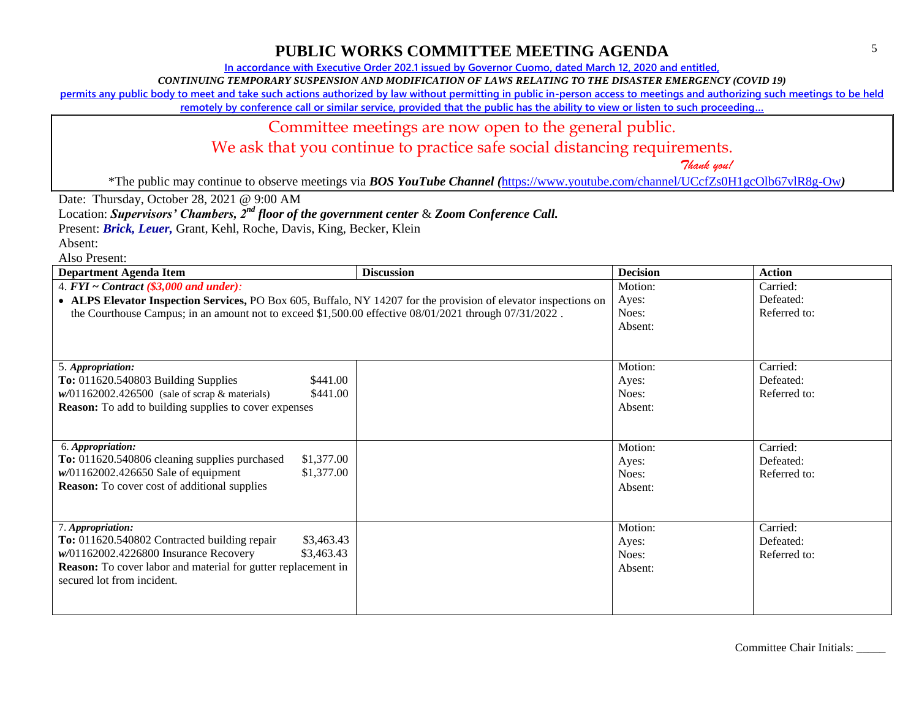# PUBLIC WORKS COMMITTEE MEETING AGENDA

In accordance with Executive Order 202.1 issued by Governor Cuomo, dated March 12, 2020 and entitled,

*CONTINUING TEMPORARY SUSPENSION AND MODIFICATION OF LAWS RELATING TO THE DISASTER EMERGENCY (COVID 19)*

permits any public body to meet and take such actions authorized by law without permitting in public in-person access to meetings and authorizing such meetings to be held remotely by conference call or similar service, provided that the public has the ability to view or listen to such proceeding…

Committee meetings are now open to the general public.

We ask that you continue to practice safe social distancing requirements.

*Thank you!*

*The public may continue to observe meetings via ***BOS YouTube Channel (**https://www.youtube.com/channel/UCcfZs0H1gcOlb67vlR8g-Ow**)**

Date: Thursday, October 28, 2021 @ 9:00 AM

Location: ***Supervisors' Chambers, 2nd floor of the government center*** & ***Zoom Conference Call.***

Present: ***Brick, Leuer,*** Grant, Kehl, Roche, Davis, King, Becker, Klein

Absent:

Also Present:

| Department Agenda Item | Discussion | Decision | Action |
|---|---|---|---|
| 4. ***FYI ~ Contract ($3,000 and under):***<br>• **ALPS Elevator Inspection Services,** PO Box 605, Buffalo, NY 14207 for the provision of elevator inspections on the Courthouse Campus; in an amount not to exceed $1,500.00 effective 08/01/2021 through 07/31/2022 . | | Motion:<br>Ayes:<br>Noes:<br>Absent: | Carried:<br>Defeated:<br>Referred to: |
| 5. ***Appropriation:***<br>**To:** 011620.540803 Building Supplies $441.00<br>***w/***01162002.426500 (sale of scrap & materials) $441.00<br>**Reason:** To add to building supplies to cover expenses | | Motion:<br>Ayes:<br>Noes:<br>Absent: | Carried:<br>Defeated:<br>Referred to: |
| 6. ***Appropriation:***<br>**To:** 011620.540806 cleaning supplies purchased $1,377.00<br>***w/***01162002.426650 Sale of equipment $1,377.00<br>**Reason:** To cover cost of additional supplies | | Motion:<br>Ayes:<br>Noes:<br>Absent: | Carried:<br>Defeated:<br>Referred to: |
| 7. ***Appropriation:***<br>**To:** 011620.540802 Contracted building repair $3,463.43<br>***w/***01162002.4226800 Insurance Recovery $3,463.43<br>**Reason:** To cover labor and material for gutter replacement in secured lot from incident. | | Motion:<br>Ayes:<br>Noes:<br>Absent: | Carried:<br>Defeated:<br>Referred to: |

Committee Chair Initials: _____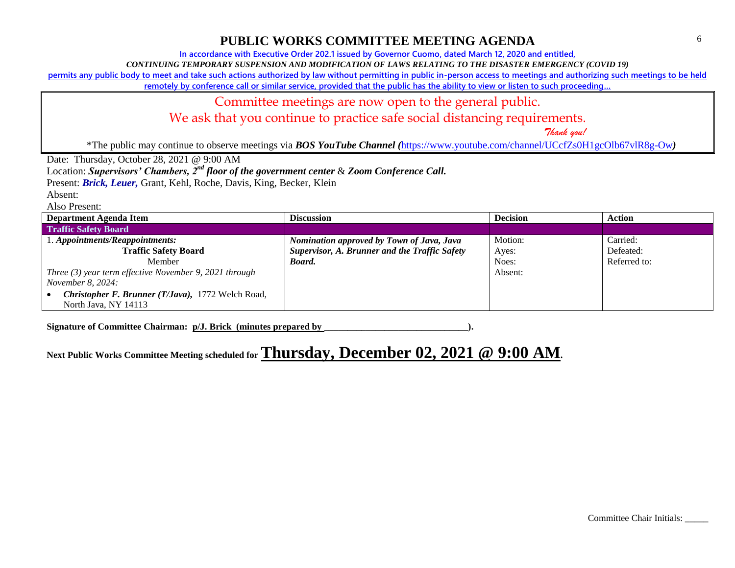# PUBLIC WORKS COMMITTEE MEETING AGENDA

In accordance with Executive Order 202.1 issued by Governor Cuomo, dated March 12, 2020 and entitled,

*CONTINUING TEMPORARY SUSPENSION AND MODIFICATION OF LAWS RELATING TO THE DISASTER EMERGENCY (COVID 19)*

permits any public body to meet and take such actions authorized by law without permitting in public in-person access to meetings and authorizing such meetings to be held remotely by conference call or similar service, provided that the public has the ability to view or listen to such proceeding…

Committee meetings are now open to the general public.

We ask that you continue to practice safe social distancing requirements.

*Thank you!*

*The public may continue to observe meetings via ***BOS YouTube Channel (***https://www.youtube.com/channel/UCcfZs0H1gcOlb67vlR8g-Ow***)***

Date: Thursday, October 28, 2021 @ 9:00 AM

Location: ***Supervisors' Chambers, 2nd floor of the government center*** & ***Zoom Conference Call.***

Present: ***Brick, Leuer,*** Grant, Kehl, Roche, Davis, King, Becker, Klein

Absent:

Also Present:

| Department Agenda Item | Discussion | Decision | Action |
|---|---|---|---|
| **Traffic Safety Board** | | | |
| 1. ***Appointments/Reappointments:***<br>**Traffic Safety Board**<br>Member<br>*Three (3) year term effective November 9, 2021 through November 8, 2024:*<br>• ***Christopher F. Brunner (T/Java),*** 1772 Welch Road, North Java, NY 14113 | ***Nomination approved by Town of Java, Java Supervisor, A. Brunner and the Traffic Safety Board.*** | Motion:<br>Ayes:<br>Noes:<br>Absent: | Carried:<br>Defeated:<br>Referred to: |

**Signature of Committee Chairman: p/J. Brick (minutes prepared by ______________________________).**

**Next Public Works Committee Meeting scheduled for Thursday, December 02, 2021 @ 9:00 AM.**

Committee Chair Initials: _____